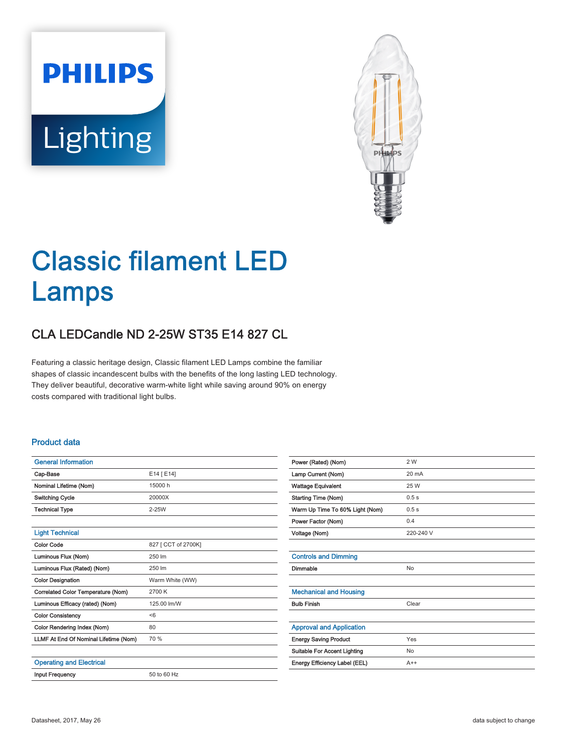PHILIPS

Lighting

# Classic filament LED Lamps

## CLA LEDCandle ND 2-25W ST35 E14 827 CL

Featuring a classic heritage design, Classic filament LED Lamps combine the familiar shapes of classic incandescent bulbs with the benefits of the long lasting LED technology. They deliver beautiful, decorative warm-white light while saving around 90% on energy costs compared with traditional light bulbs.

### Product data

| General Information | |
|---|---|
| Cap-Base | E14 [ E14] |
| Nominal Lifetime (Nom) | 15000 h |
| Switching Cycle | 20000X |
| Technical Type | 2-25W |

| Light Technical | |
|---|---|
| Color Code | 827 [ CCT of 2700K] |
| Luminous Flux (Nom) | 250 lm |
| Luminous Flux (Rated) (Nom) | 250 lm |
| Color Designation | Warm White (WW) |
| Correlated Color Temperature (Nom) | 2700 K |
| Luminous Efficacy (rated) (Nom) | 125.00 lm/W |
| Color Consistency | <6 |
| Color Rendering Index (Nom) | 80 |
| LLMF At End Of Nominal Lifetime (Nom) | 70 % |

| Operating and Electrical | |
|---|---|
| Input Frequency | 50 to 60 Hz |
| Power (Rated) (Nom) | 2 W |
| Lamp Current (Nom) | 20 mA |
| Wattage Equivalent | 25 W |
| Starting Time (Nom) | 0.5 s |
| Warm Up Time To 60% Light (Nom) | 0.5 s |
| Power Factor (Nom) | 0.4 |
| Voltage (Nom) | 220-240 V |

| Controls and Dimming | |
|---|---|
| Dimmable | No |

| Mechanical and Housing | |
|---|---|
| Bulb Finish | Clear |

| Approval and Application | |
|---|---|
| Energy Saving Product | Yes |
| Suitable For Accent Lighting | No |
| Energy Efficiency Label (EEL) | A++ |

Datasheet, 2017, May 26

data subject to change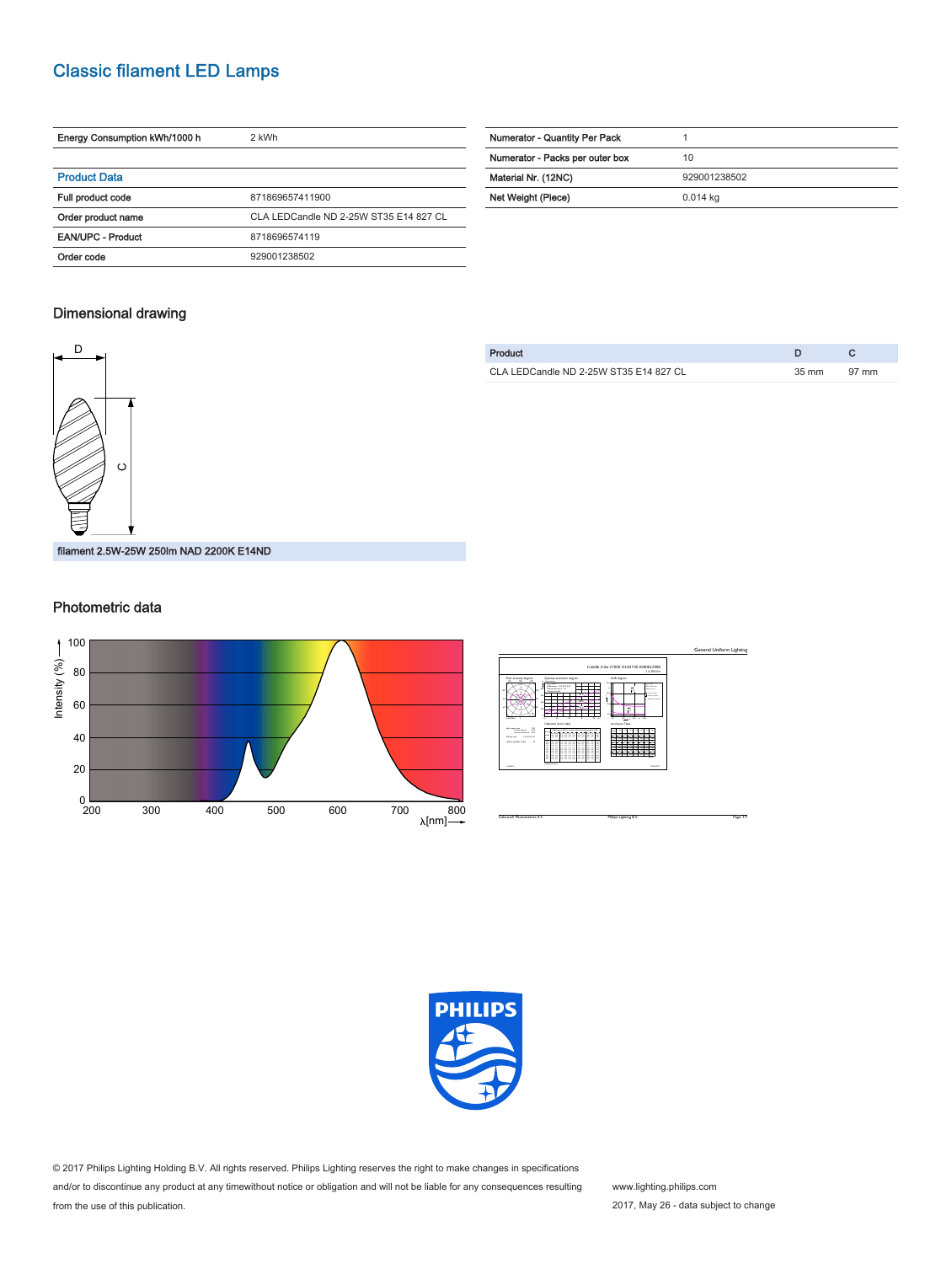# Classic filament LED Lamps

| | |
|---|---|
| Energy Consumption kWh/1000 h | 2 kWh |

## Product Data

| | |
|---|---|
| Full product code | 871869657411900 |
| Order product name | CLA LEDCandle ND 2-25W ST35 E14 827 CL |
| EAN/UPC - Product | 8718696574119 |
| Order code | 929001238502 |
| Numerator - Quantity Per Pack | 1 |
| Numerator - Packs per outer box | 10 |
| Material Nr. (12NC) | 929001238502 |
| Net Weight (Piece) | 0.014 kg |

## Dimensional drawing

D

C

filament 2.5W-25W 250lm NAD 2200K E14ND

| Product | D | C |
|---|---|---|
| CLA LEDCandle ND 2-25W ST35 E14 827 CL | 35 mm | 97 mm |

## Photometric data

Intensity (%)

100
80
60
40
20
0

200 300 400 500 600 700 800

λ[nm]

General Uniform Lighting

Candle 2.0w 2700K E14ST35 929001238S
1 x 250 lm

CalculuX Photometrics 4.5 Philips Lighting B.V. Page: 1/1

© 2017 Philips Lighting Holding B.V. All rights reserved. Philips Lighting reserves the right to make changes in specifications and/or to discontinue any product at any timewithout notice or obligation and will not be liable for any consequences resulting from the use of this publication.

www.lighting.philips.com

2017, May 26 - data subject to change